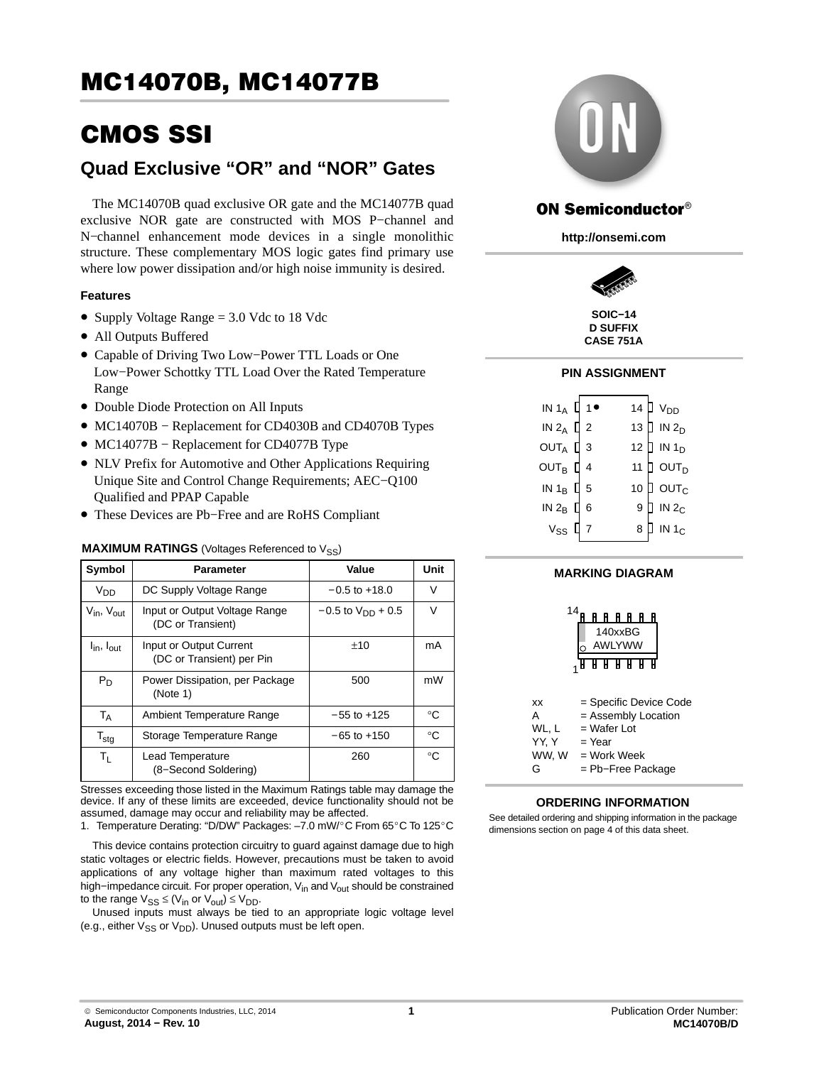# MC14070B, MC14077B

# CMOS SSI

## Quad Exclusive "OR" and "NOR" Gates

The MC14070B quad exclusive OR gate and the MC14077B quad exclusive NOR gate are constructed with MOS P−channel and N−channel enhancement mode devices in a single monolithic structure. These complementary MOS logic gates find primary use where low power dissipation and/or high noise immunity is desired.

### Features

- Supply Voltage Range = 3.0 Vdc to 18 Vdc
- All Outputs Buffered
- Capable of Driving Two Low−Power TTL Loads or One Low−Power Schottky TTL Load Over the Rated Temperature Range
- Double Diode Protection on All Inputs
- MC14070B − Replacement for CD4030B and CD4070B Types
- MC14077B − Replacement for CD4077B Type
- NLV Prefix for Automotive and Other Applications Requiring Unique Site and Control Change Requirements; AEC−Q100 Qualified and PPAP Capable
- These Devices are Pb−Free and are RoHS Compliant

**MAXIMUM RATINGS** (Voltages Referenced to $V_{SS}$)

| Symbol | Parameter | Value | Unit |
|---|---|---|---|
| $V_{DD}$ | DC Supply Voltage Range | −0.5 to +18.0 | V |
| $V_{in}$, $V_{out}$ | Input or Output Voltage Range (DC or Transient) | −0.5 to $V_{DD}$ + 0.5 | V |
| $I_{in}$, $I_{out}$ | Input or Output Current (DC or Transient) per Pin | ±10 | mA |
| $P_D$ | Power Dissipation, per Package (Note 1) | 500 | mW |
| $T_A$ | Ambient Temperature Range | −55 to +125 | °C |
| $T_{stg}$ | Storage Temperature Range | −65 to +150 | °C |
| $T_L$ | Lead Temperature (8−Second Soldering) | 260 | °C |

Stresses exceeding those listed in the Maximum Ratings table may damage the device. If any of these limits are exceeded, device functionality should not be assumed, damage may occur and reliability may be affected.

1. Temperature Derating: "D/DW" Packages: –7.0 mW/°C From 65°C To 125°C

This device contains protection circuitry to guard against damage due to high static voltages or electric fields. However, precautions must be taken to avoid applications of any voltage higher than maximum rated voltages to this high−impedance circuit. For proper operation, $V_{in}$ and $V_{out}$ should be constrained to the range $V_{SS} \leq (V_{in} \text{ or } V_{out}) \leq V_{DD}$.

Unused inputs must always be tied to an appropriate logic voltage level (e.g., either $V_{SS}$ or $V_{DD}$). Unused outputs must be left open.

**ON Semiconductor®**

http://onsemi.com

SOIC−14
D SUFFIX
CASE 751A

### PIN ASSIGNMENT

| Signal | Pin | Pin | Signal |
|---|---|---|---|
| IN $1_A$ | 1 | 14 | $V_{DD}$ |
| IN $2_A$ | 2 | 13 | IN $2_D$ |
| $OUT_A$ | 3 | 12 | IN $1_D$ |
| $OUT_B$ | 4 | 11 | $OUT_D$ |
| IN $1_B$ | 5 | 10 | $OUT_C$ |
| IN $2_B$ | 6 | 9 | IN $2_C$ |
| $V_{SS}$ | 7 | 8 | IN $1_C$ |

### MARKING DIAGRAM

140xxBG
AWLYWW

xx = Specific Device Code
A = Assembly Location
WL, L = Wafer Lot
YY, Y = Year
WW, W = Work Week
G = Pb−Free Package

### ORDERING INFORMATION

See detailed ordering and shipping information in the package dimensions section on page 4 of this data sheet.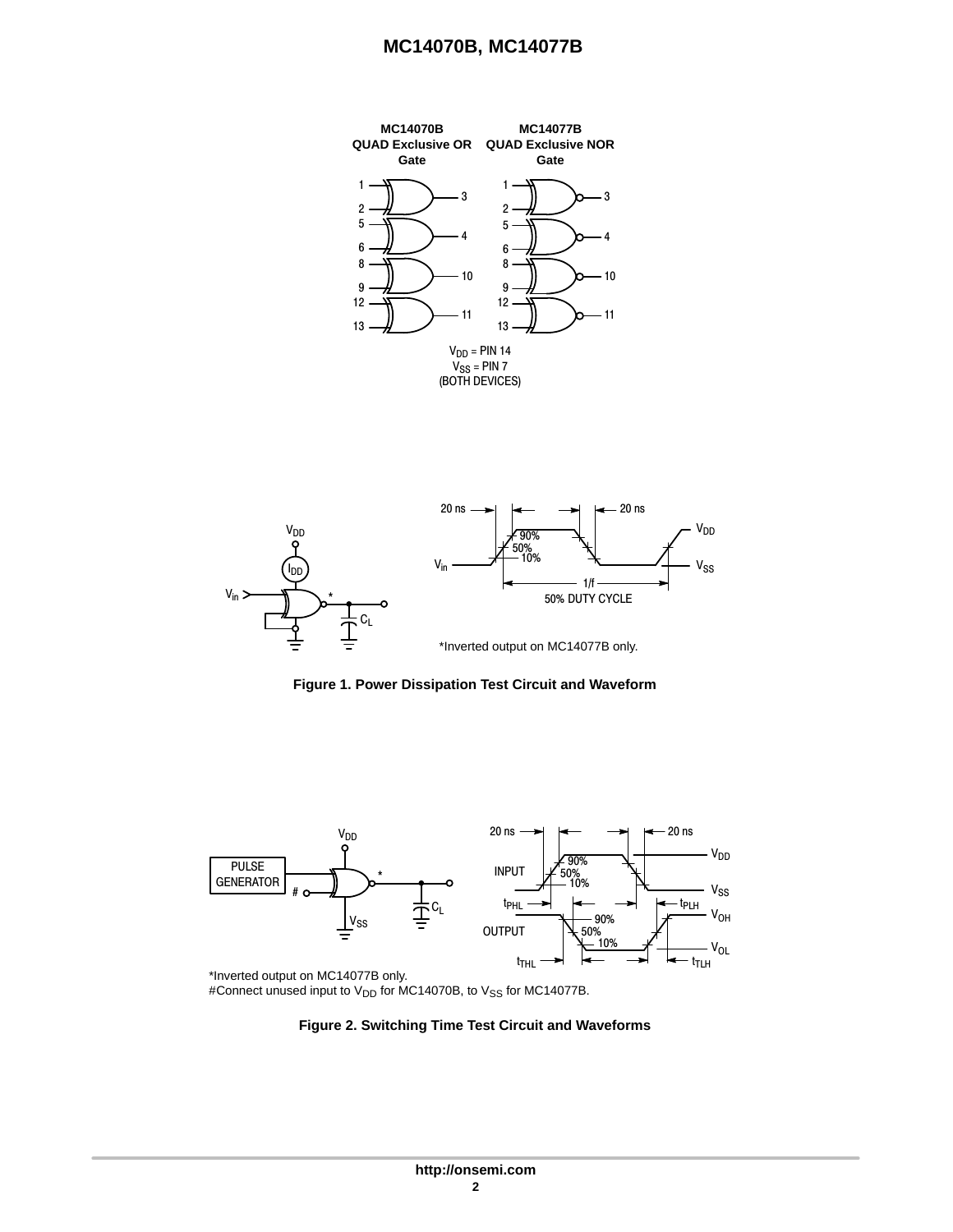**MC14070B**
**QUAD Exclusive OR Gate**

**MC14077B**
**QUAD Exclusive NOR Gate**

$V_{DD}$ = PIN 14
$V_{SS}$ = PIN 7
(BOTH DEVICES)

*Inverted output on MC14077B only.

**Figure 1. Power Dissipation Test Circuit and Waveform**

*Inverted output on MC14077B only.
#Connect unused input to $V_{DD}$ for MC14070B, to $V_{SS}$ for MC14077B.

**Figure 2. Switching Time Test Circuit and Waveforms**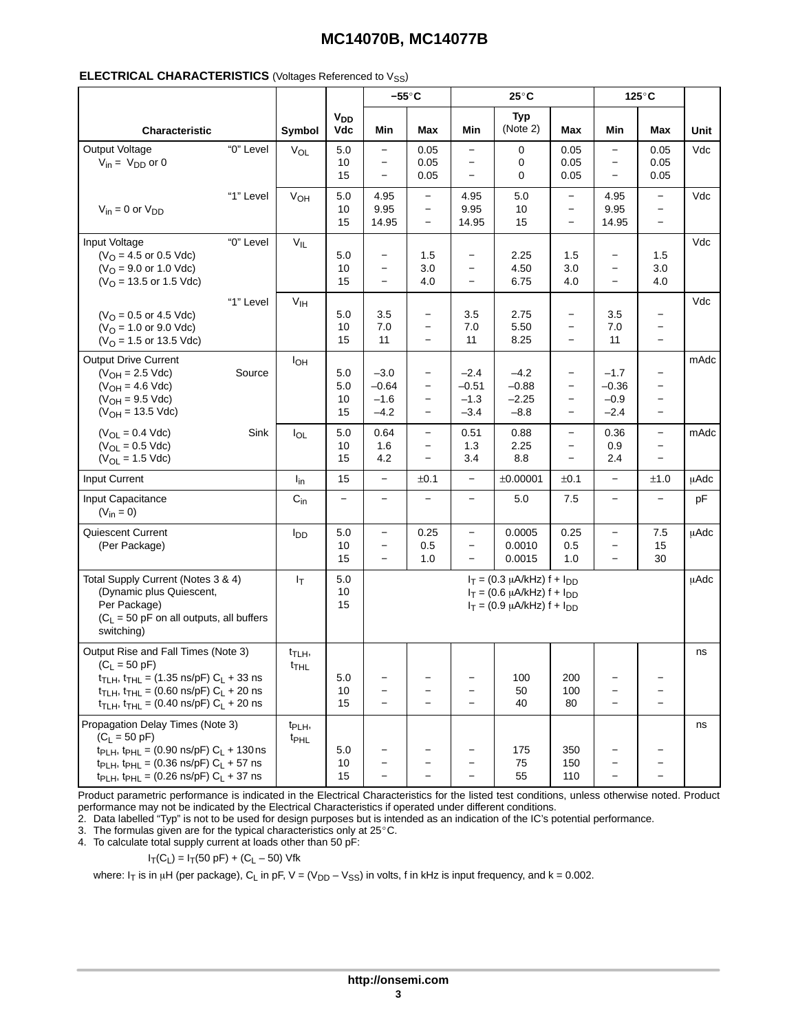**ELECTRICAL CHARACTERISTICS** (Voltages Referenced to $V_{SS}$)

| Characteristic | | Symbol | $V_{DD}$ Vdc | −55°C Min | −55°C Max | 25°C Min | 25°C Typ (Note 2) | 25°C Max | 125°C Min | 125°C Max | Unit |
|---|---|---|---|---|---|---|---|---|---|---|---|
| Output Voltage $V_{in}$ = $V_{DD}$ or 0 | "0" Level | $V_{OL}$ | 5.0<br>10<br>15 | −<br>−<br>− | 0.05<br>0.05<br>0.05 | −<br>−<br>− | 0<br>0<br>0 | 0.05<br>0.05<br>0.05 | −<br>−<br>− | 0.05<br>0.05<br>0.05 | Vdc |
| $V_{in}$ = 0 or $V_{DD}$ | "1" Level | $V_{OH}$ | 5.0<br>10<br>15 | 4.95<br>9.95<br>14.95 | −<br>−<br>− | 4.95<br>9.95<br>14.95 | 5.0<br>10<br>15 | −<br>−<br>− | 4.95<br>9.95<br>14.95 | −<br>−<br>− | Vdc |
| Input Voltage ($V_O$ = 4.5 or 0.5 Vdc) ($V_O$ = 9.0 or 1.0 Vdc) ($V_O$ = 13.5 or 1.5 Vdc) | "0" Level | $V_{IL}$ | 5.0<br>10<br>15 | −<br>−<br>− | 1.5<br>3.0<br>4.0 | −<br>−<br>− | 2.25<br>4.50<br>6.75 | 1.5<br>3.0<br>4.0 | −<br>−<br>− | 1.5<br>3.0<br>4.0 | Vdc |
| ($V_O$ = 0.5 or 4.5 Vdc) ($V_O$ = 1.0 or 9.0 Vdc) ($V_O$ = 1.5 or 13.5 Vdc) | "1" Level | $V_{IH}$ | 5.0<br>10<br>15 | 3.5<br>7.0<br>11 | −<br>−<br>− | 3.5<br>7.0<br>11 | 2.75<br>5.50<br>8.25 | −<br>−<br>− | 3.5<br>7.0<br>11 | −<br>−<br>− | Vdc |
| Output Drive Current ($V_{OH}$ = 2.5 Vdc) ($V_{OH}$ = 4.6 Vdc) ($V_{OH}$ = 9.5 Vdc) ($V_{OH}$ = 13.5 Vdc) | Source | $I_{OH}$ | 5.0<br>5.0<br>10<br>15 | –3.0<br>–0.64<br>–1.6<br>–4.2 | −<br>−<br>−<br>− | –2.4<br>–0.51<br>–1.3<br>–3.4 | –4.2<br>–0.88<br>–2.25<br>–8.8 | −<br>−<br>−<br>− | –1.7<br>–0.36<br>–0.9<br>–2.4 | −<br>−<br>−<br>− | mAdc |
| ($V_{OL}$ = 0.4 Vdc) ($V_{OL}$ = 0.5 Vdc) ($V_{OL}$ = 1.5 Vdc) | Sink | $I_{OL}$ | 5.0<br>10<br>15 | 0.64<br>1.6<br>4.2 | −<br>−<br>− | 0.51<br>1.3<br>3.4 | 0.88<br>2.25<br>8.8 | −<br>−<br>− | 0.36<br>0.9<br>2.4 | −<br>−<br>− | mAdc |
| Input Current | | $I_{in}$ | 15 | − | ±0.1 | − | ±0.00001 | ±0.1 | − | ±1.0 | μAdc |
| Input Capacitance ($V_{in}$ = 0) | | $C_{in}$ | − | − | − | − | 5.0 | 7.5 | − | − | pF |
| Quiescent Current (Per Package) | | $I_{DD}$ | 5.0<br>10<br>15 | −<br>−<br>− | 0.25<br>0.5<br>1.0 | −<br>−<br>− | 0.0005<br>0.0010<br>0.0015 | 0.25<br>0.5<br>1.0 | −<br>−<br>− | 7.5<br>15<br>30 | μAdc |
| Total Supply Current (Notes 3 & 4) (Dynamic plus Quiescent, Per Package) ($C_L$ = 50 pF on all outputs, all buffers switching) | | $I_T$ | 5.0<br>10<br>15 | $I_T$ = (0.3 μA/kHz) f + $I_{DD}$<br>$I_T$ = (0.6 μA/kHz) f + $I_{DD}$<br>$I_T$ = (0.9 μA/kHz) f + $I_{DD}$ | | | | | | | μAdc |
| Output Rise and Fall Times (Note 3) ($C_L$ = 50 pF) $t_{TLH}$, $t_{THL}$ = (1.35 ns/pF) $C_L$ + 33 ns; $t_{TLH}$, $t_{THL}$ = (0.60 ns/pF) $C_L$ + 20 ns; $t_{TLH}$, $t_{THL}$ = (0.40 ns/pF) $C_L$ + 20 ns | | $t_{TLH}$, $t_{THL}$ | 5.0<br>10<br>15 | −<br>−<br>− | −<br>−<br>− | −<br>−<br>− | 100<br>50<br>40 | 200<br>100<br>80 | −<br>−<br>− | −<br>−<br>− | ns |
| Propagation Delay Times (Note 3) ($C_L$ = 50 pF) $t_{PLH}$, $t_{PHL}$ = (0.90 ns/pF) $C_L$ + 130 ns; $t_{PLH}$, $t_{PHL}$ = (0.36 ns/pF) $C_L$ + 57 ns; $t_{PLH}$, $t_{PHL}$ = (0.26 ns/pF) $C_L$ + 37 ns | | $t_{PLH}$, $t_{PHL}$ | 5.0<br>10<br>15 | −<br>−<br>− | −<br>−<br>− | −<br>−<br>− | 175<br>75<br>55 | 350<br>150<br>110 | −<br>−<br>− | −<br>−<br>− | ns |

Product parametric performance is indicated in the Electrical Characteristics for the listed test conditions, unless otherwise noted. Product performance may not be indicated by the Electrical Characteristics if operated under different conditions.

2. Data labelled "Typ" is not to be used for design purposes but is intended as an indication of the IC's potential performance.
3. The formulas given are for the typical characteristics only at 25°C.
4. To calculate total supply current at loads other than 50 pF:

$$I_T(C_L) = I_T(50\ pF) + (C_L - 50)\ Vfk$$

where: $I_T$ is in μH (per package), $C_L$ in pF, V = ($V_{DD}$ − $V_{SS}$) in volts, f in kHz is input frequency, and k = 0.002.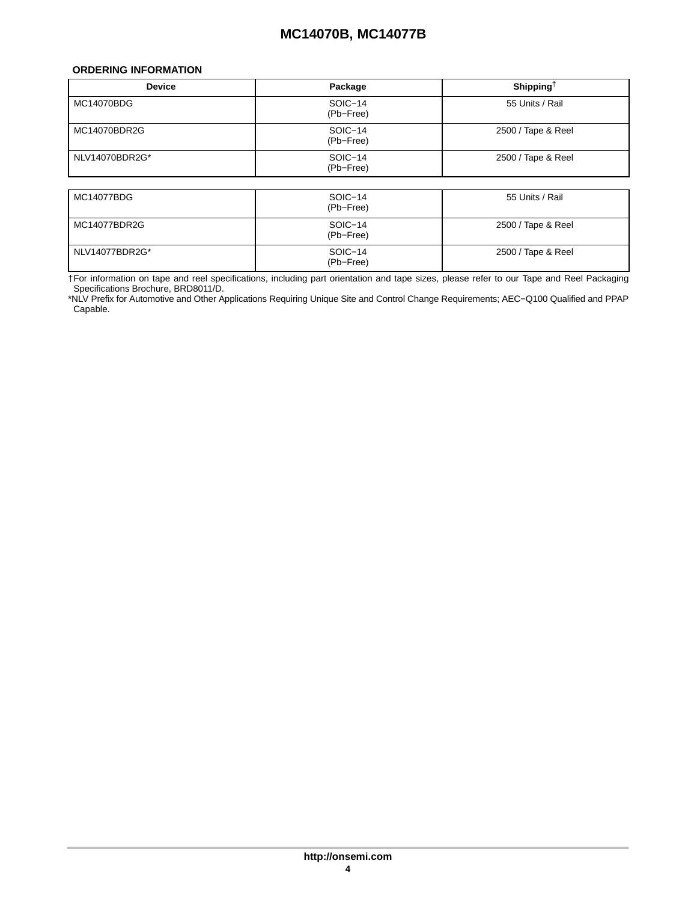## ORDERING INFORMATION

| Device | Package | Shipping† |
|---|---|---|
| MC14070BDG | SOIC−14 (Pb−Free) | 55 Units / Rail |
| MC14070BDR2G | SOIC−14 (Pb−Free) | 2500 / Tape & Reel |
| NLV14070BDR2G* | SOIC−14 (Pb−Free) | 2500 / Tape & Reel |
| MC14077BDG | SOIC−14 (Pb−Free) | 55 Units / Rail |
| MC14077BDR2G | SOIC−14 (Pb−Free) | 2500 / Tape & Reel |
| NLV14077BDR2G* | SOIC−14 (Pb−Free) | 2500 / Tape & Reel |

†For information on tape and reel specifications, including part orientation and tape sizes, please refer to our Tape and Reel Packaging Specifications Brochure, BRD8011/D.

*NLV Prefix for Automotive and Other Applications Requiring Unique Site and Control Change Requirements; AEC−Q100 Qualified and PPAP Capable.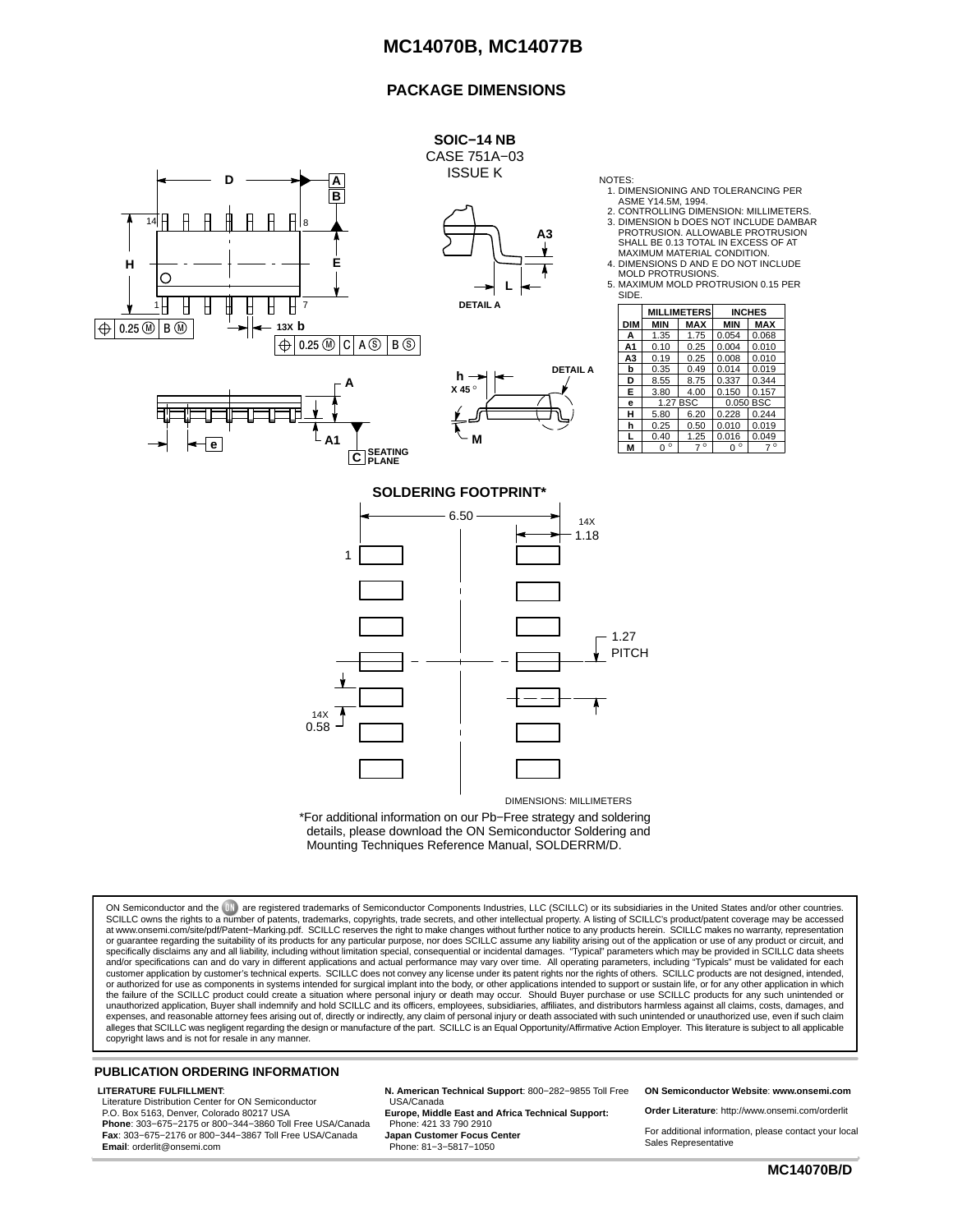## PACKAGE DIMENSIONS

**SOIC−14 NB**
CASE 751A−03
ISSUE K

D
A
B
14
8
H
E
1
7
0.25 Ⓜ B Ⓜ
13X b
0.25 Ⓜ C A Ⓢ B Ⓢ
A3
L
DETAIL A
h
X 45°
DETAIL A
M
A
A1
e
C SEATING PLANE

NOTES:
1. DIMENSIONING AND TOLERANCING PER ASME Y14.5M, 1994.
2. CONTROLLING DIMENSION: MILLIMETERS.
3. DIMENSION b DOES NOT INCLUDE DAMBAR PROTRUSION. ALLOWABLE PROTRUSION SHALL BE 0.13 TOTAL IN EXCESS OF AT MAXIMUM MATERIAL CONDITION.
4. DIMENSIONS D AND E DO NOT INCLUDE MOLD PROTRUSIONS.
5. MAXIMUM MOLD PROTRUSION 0.15 PER SIDE.

| | MILLIMETERS | | INCHES | |
|---|---|---|---|---|
| DIM | MIN | MAX | MIN | MAX |
| A | 1.35 | 1.75 | 0.054 | 0.068 |
| A1 | 0.10 | 0.25 | 0.004 | 0.010 |
| A3 | 0.19 | 0.25 | 0.008 | 0.010 |
| b | 0.35 | 0.49 | 0.014 | 0.019 |
| D | 8.55 | 8.75 | 0.337 | 0.344 |
| E | 3.80 | 4.00 | 0.150 | 0.157 |
| e | 1.27 BSC | | 0.050 BSC | |
| H | 5.80 | 6.20 | 0.228 | 0.244 |
| h | 0.25 | 0.50 | 0.010 | 0.019 |
| L | 0.40 | 1.25 | 0.016 | 0.049 |
| M | 0° | 7° | 0° | 7° |

### SOLDERING FOOTPRINT*

6.50
14X
1.18
1
1.27
PITCH
14X
0.58

DIMENSIONS: MILLIMETERS

*For additional information on our Pb−Free strategy and soldering details, please download the ON Semiconductor Soldering and Mounting Techniques Reference Manual, SOLDERRM/D.

ON Semiconductor and the ON logo are registered trademarks of Semiconductor Components Industries, LLC (SCILLC) or its subsidiaries in the United States and/or other countries. SCILLC owns the rights to a number of patents, trademarks, copyrights, trade secrets, and other intellectual property. A listing of SCILLC's product/patent coverage may be accessed at www.onsemi.com/site/pdf/Patent−Marking.pdf. SCILLC reserves the right to make changes without further notice to any products herein. SCILLC makes no warranty, representation or guarantee regarding the suitability of its products for any particular purpose, nor does SCILLC assume any liability arising out of the application or use of any product or circuit, and specifically disclaims any and all liability, including without limitation special, consequential or incidental damages. "Typical" parameters which may be provided in SCILLC data sheets and/or specifications can and do vary in different applications and actual performance may vary over time. All operating parameters, including "Typicals" must be validated for each customer application by customer's technical experts. SCILLC does not convey any license under its patent rights nor the rights of others. SCILLC products are not designed, intended, or authorized for use as components in systems intended for surgical implant into the body, or other applications intended to support or sustain life, or for any other application in which the failure of the SCILLC product could create a situation where personal injury or death may occur. Should Buyer purchase or use SCILLC products for any such unintended or unauthorized application, Buyer shall indemnify and hold SCILLC and its officers, employees, subsidiaries, affiliates, and distributors harmless against all claims, costs, damages, and expenses, and reasonable attorney fees arising out of, directly or indirectly, any claim of personal injury or death associated with such unintended or unauthorized use, even if such claim alleges that SCILLC was negligent regarding the design or manufacture of the part. SCILLC is an Equal Opportunity/Affirmative Action Employer. This literature is subject to all applicable copyright laws and is not for resale in any manner.

### PUBLICATION ORDERING INFORMATION

**LITERATURE FULFILLMENT**:
Literature Distribution Center for ON Semiconductor
P.O. Box 5163, Denver, Colorado 80217 USA
**Phone**: 303−675−2175 or 800−344−3860 Toll Free USA/Canada
**Fax**: 303−675−2176 or 800−344−3867 Toll Free USA/Canada
**Email**: orderlit@onsemi.com

**N. American Technical Support**: 800−282−9855 Toll Free USA/Canada
**Europe, Middle East and Africa Technical Support:**
Phone: 421 33 790 2910
**Japan Customer Focus Center**
Phone: 81−3−5817−1050

**ON Semiconductor Website**: **www.onsemi.com**

**Order Literature**: http://www.onsemi.com/orderlit

For additional information, please contact your local Sales Representative

**MC14070B/D**